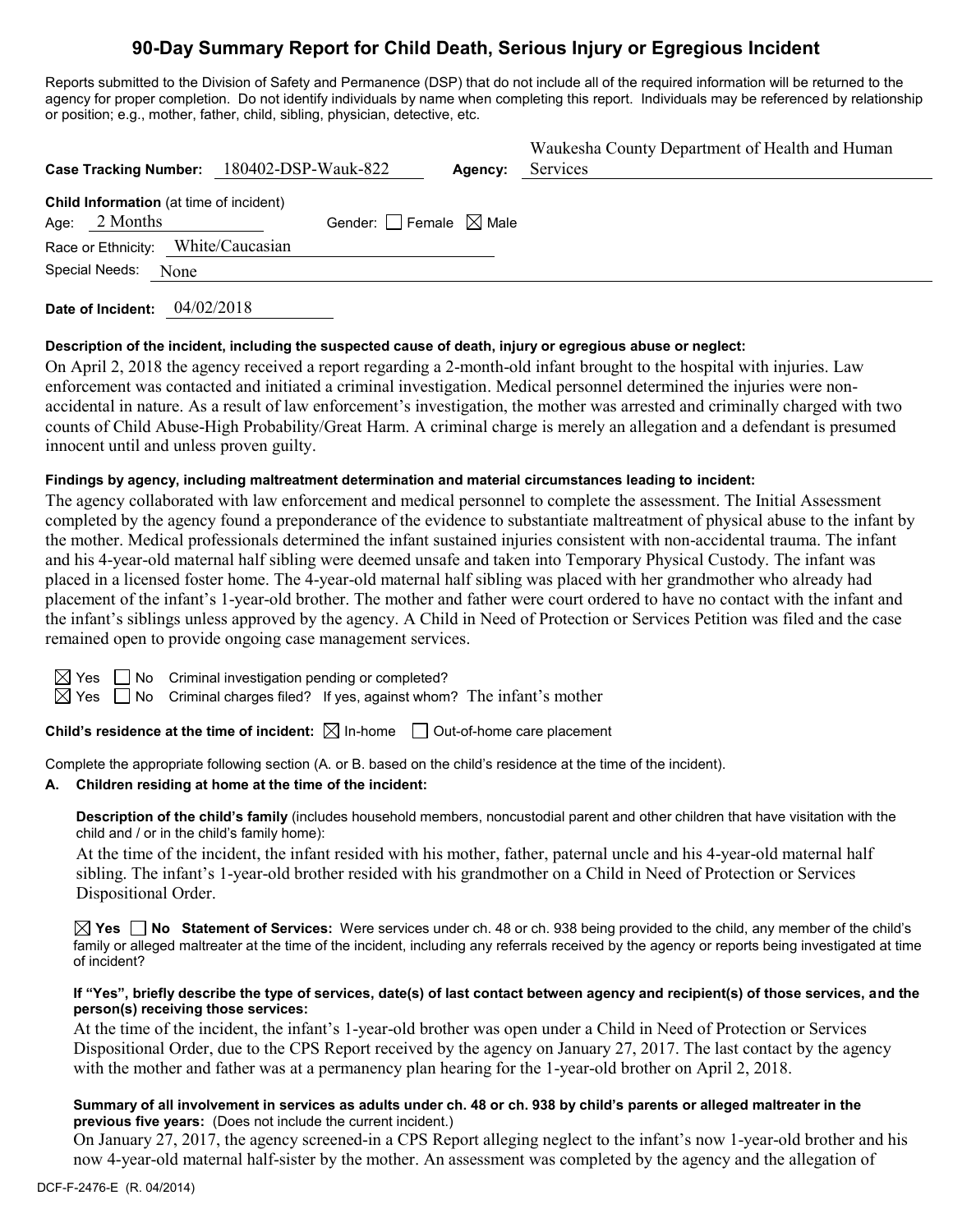# 90-Day Summary Report for Child Death, Serious Injury or Egregious Incident

Reports submitted to the Division of Safety and Permanence (DSP) that do not include all of the required information will be returned to the agency for proper completion. Do not identify individuals by name when completing this report. Individuals may be referenced by relationship or position; e.g., mother, father, child, sibling, physician, detective, etc.

**Case Tracking Number:** 180402-DSP-Wauk-822 **Agency:** Waukesha County Department of Health and Human Services

**Child Information** (at time of incident)
Age: 2 Months Gender: ☐ Female ☒ Male
Race or Ethnicity: White/Caucasian
Special Needs: None

**Date of Incident:** 04/02/2018

**Description of the incident, including the suspected cause of death, injury or egregious abuse or neglect:**

On April 2, 2018 the agency received a report regarding a 2-month-old infant brought to the hospital with injuries. Law enforcement was contacted and initiated a criminal investigation. Medical personnel determined the injuries were non-accidental in nature. As a result of law enforcement's investigation, the mother was arrested and criminally charged with two counts of Child Abuse-High Probability/Great Harm. A criminal charge is merely an allegation and a defendant is presumed innocent until and unless proven guilty.

**Findings by agency, including maltreatment determination and material circumstances leading to incident:**

The agency collaborated with law enforcement and medical personnel to complete the assessment. The Initial Assessment completed by the agency found a preponderance of the evidence to substantiate maltreatment of physical abuse to the infant by the mother. Medical professionals determined the infant sustained injuries consistent with non-accidental trauma. The infant and his 4-year-old maternal half sibling were deemed unsafe and taken into Temporary Physical Custody. The infant was placed in a licensed foster home. The 4-year-old maternal half sibling was placed with her grandmother who already had placement of the infant's 1-year-old brother. The mother and father were court ordered to have no contact with the infant and the infant's siblings unless approved by the agency. A Child in Need of Protection or Services Petition was filed and the case remained open to provide ongoing case management services.

☒ Yes ☐ No Criminal investigation pending or completed?
☒ Yes ☐ No Criminal charges filed? If yes, against whom? The infant's mother

**Child's residence at the time of incident:** ☒ In-home ☐ Out-of-home care placement

Complete the appropriate following section (A. or B. based on the child's residence at the time of the incident).

**A. Children residing at home at the time of the incident:**

**Description of the child's family** (includes household members, noncustodial parent and other children that have visitation with the child and / or in the child's family home):

At the time of the incident, the infant resided with his mother, father, paternal uncle and his 4-year-old maternal half sibling. The infant's 1-year-old brother resided with his grandmother on a Child in Need of Protection or Services Dispositional Order.

☒ **Yes** ☐ **No Statement of Services:** Were services under ch. 48 or ch. 938 being provided to the child, any member of the child's family or alleged maltreater at the time of the incident, including any referrals received by the agency or reports being investigated at time of incident?

**If "Yes", briefly describe the type of services, date(s) of last contact between agency and recipient(s) of those services, and the person(s) receiving those services:**

At the time of the incident, the infant's 1-year-old brother was open under a Child in Need of Protection or Services Dispositional Order, due to the CPS Report received by the agency on January 27, 2017. The last contact by the agency with the mother and father was at a permanency plan hearing for the 1-year-old brother on April 2, 2018.

**Summary of all involvement in services as adults under ch. 48 or ch. 938 by child's parents or alleged maltreater in the previous five years:** (Does not include the current incident.)

On January 27, 2017, the agency screened-in a CPS Report alleging neglect to the infant's now 1-year-old brother and his now 4-year-old maternal half-sister by the mother. An assessment was completed by the agency and the allegation of

DCF-F-2476-E (R. 04/2014)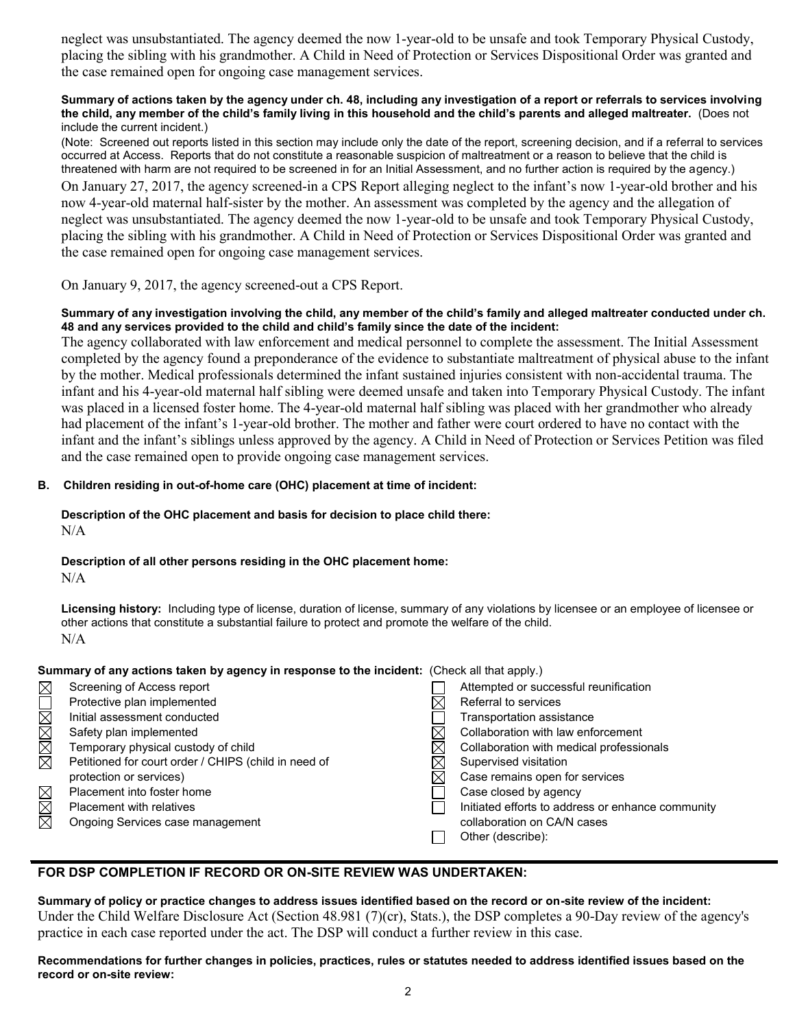neglect was unsubstantiated. The agency deemed the now 1-year-old to be unsafe and took Temporary Physical Custody, placing the sibling with his grandmother. A Child in Need of Protection or Services Dispositional Order was granted and the case remained open for ongoing case management services.

**Summary of actions taken by the agency under ch. 48, including any investigation of a report or referrals to services involving the child, any member of the child's family living in this household and the child's parents and alleged maltreater.** (Does not include the current incident.)

(Note: Screened out reports listed in this section may include only the date of the report, screening decision, and if a referral to services occurred at Access. Reports that do not constitute a reasonable suspicion of maltreatment or a reason to believe that the child is threatened with harm are not required to be screened in for an Initial Assessment, and no further action is required by the agency.)

On January 27, 2017, the agency screened-in a CPS Report alleging neglect to the infant's now 1-year-old brother and his now 4-year-old maternal half-sister by the mother. An assessment was completed by the agency and the allegation of neglect was unsubstantiated. The agency deemed the now 1-year-old to be unsafe and took Temporary Physical Custody, placing the sibling with his grandmother. A Child in Need of Protection or Services Dispositional Order was granted and the case remained open for ongoing case management services.

On January 9, 2017, the agency screened-out a CPS Report.

**Summary of any investigation involving the child, any member of the child's family and alleged maltreater conducted under ch. 48 and any services provided to the child and child's family since the date of the incident:**

The agency collaborated with law enforcement and medical personnel to complete the assessment. The Initial Assessment completed by the agency found a preponderance of the evidence to substantiate maltreatment of physical abuse to the infant by the mother. Medical professionals determined the infant sustained injuries consistent with non-accidental trauma. The infant and his 4-year-old maternal half sibling were deemed unsafe and taken into Temporary Physical Custody. The infant was placed in a licensed foster home. The 4-year-old maternal half sibling was placed with her grandmother who already had placement of the infant's 1-year-old brother. The mother and father were court ordered to have no contact with the infant and the infant's siblings unless approved by the agency. A Child in Need of Protection or Services Petition was filed and the case remained open to provide ongoing case management services.

**B. Children residing in out-of-home care (OHC) placement at time of incident:**

**Description of the OHC placement and basis for decision to place child there:**
N/A

**Description of all other persons residing in the OHC placement home:**
N/A

**Licensing history:** Including type of license, duration of license, summary of any violations by licensee or an employee of licensee or other actions that constitute a substantial failure to protect and promote the welfare of the child.
N/A

**Summary of any actions taken by agency in response to the incident:** (Check all that apply.)

- ☒ Screening of Access report
- ☐ Protective plan implemented
- ☒ Initial assessment conducted
- ☒ Safety plan implemented
- ☒ Temporary physical custody of child
- ☒ Petitioned for court order / CHIPS (child in need of protection or services)
- ☒ Placement into foster home
- ☒ Placement with relatives
- ☒ Ongoing Services case management
- ☐ Attempted or successful reunification
- ☒ Referral to services
- ☐ Transportation assistance
- ☒ Collaboration with law enforcement
- ☒ Collaboration with medical professionals
- ☒ Supervised visitation
- ☒ Case remains open for services
- ☐ Case closed by agency
- ☐ Initiated efforts to address or enhance community collaboration on CA/N cases
- ☐ Other (describe):

## FOR DSP COMPLETION IF RECORD OR ON-SITE REVIEW WAS UNDERTAKEN:

**Summary of policy or practice changes to address issues identified based on the record or on-site review of the incident:**
Under the Child Welfare Disclosure Act (Section 48.981 (7)(cr), Stats.), the DSP completes a 90-Day review of the agency's practice in each case reported under the act. The DSP will conduct a further review in this case.

**Recommendations for further changes in policies, practices, rules or statutes needed to address identified issues based on the record or on-site review:**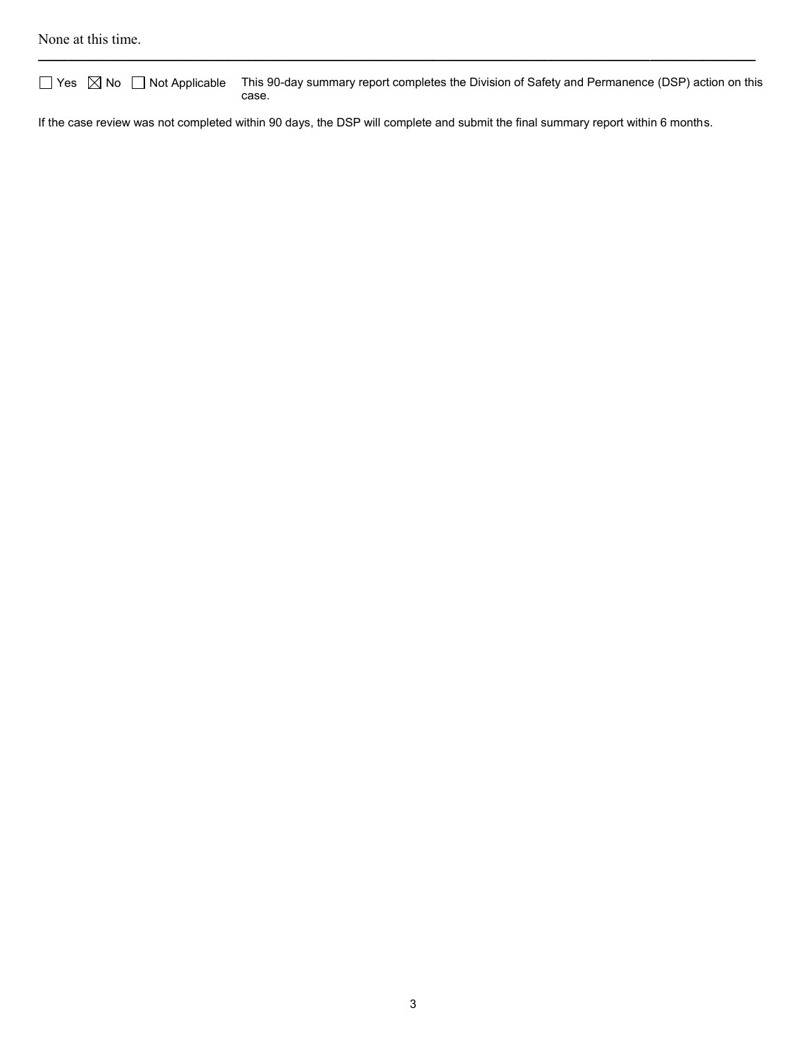None at this time.

---

☐ Yes ☒ No ☐ Not Applicable This 90-day summary report completes the Division of Safety and Permanence (DSP) action on this case.

If the case review was not completed within 90 days, the DSP will complete and submit the final summary report within 6 months.